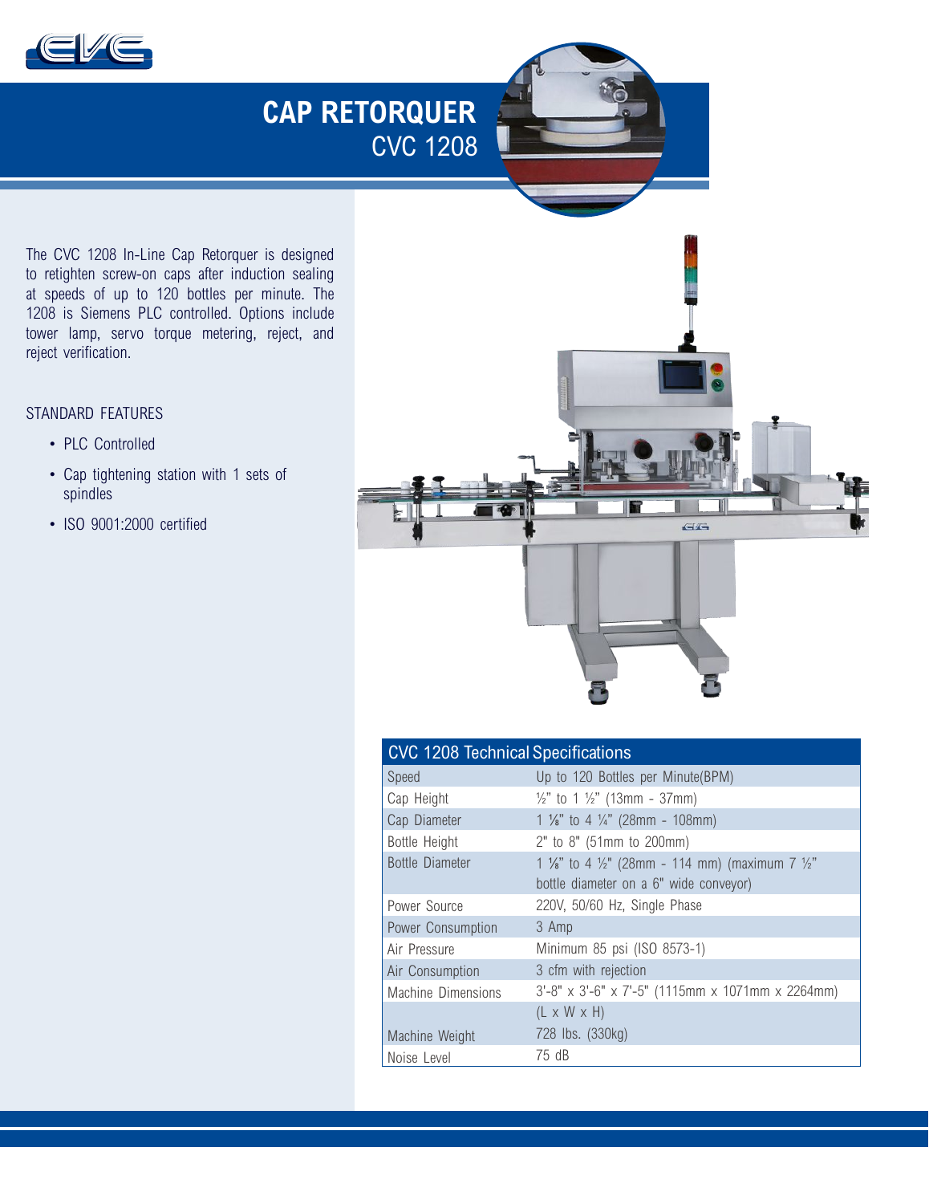# CAP RETORQUER
## CVC 1208

The CVC 1208 In-Line Cap Retorquer is designed to retighten screw-on caps after induction sealing at speeds of up to 120 bottles per minute. The 1208 is Siemens PLC controlled. Options include tower lamp, servo torque metering, reject, and reject verification.

STANDARD FEATURES

- PLC Controlled
- Cap tightening station with 1 sets of spindles
- ISO 9001:2000 certified

| CVC 1208 Technical Specifications | |
|---|---|
| Speed | Up to 120 Bottles per Minute(BPM) |
| Cap Height | ½" to 1 ½" (13mm - 37mm) |
| Cap Diameter | 1 ⅛" to 4 ¼" (28mm - 108mm) |
| Bottle Height | 2" to 8" (51mm to 200mm) |
| Bottle Diameter | 1 ⅛" to 4 ½" (28mm - 114 mm) (maximum 7 ½" bottle diameter on a 6" wide conveyor) |
| Power Source | 220V, 50/60 Hz, Single Phase |
| Power Consumption | 3 Amp |
| Air Pressure | Minimum 85 psi (ISO 8573-1) |
| Air Consumption | 3 cfm with rejection |
| Machine Dimensions | 3'-8" x 3'-6" x 7'-5" (1115mm x 1071mm x 2264mm) (L x W x H) |
| Machine Weight | 728 lbs. (330kg) |
| Noise Level | 75 dB |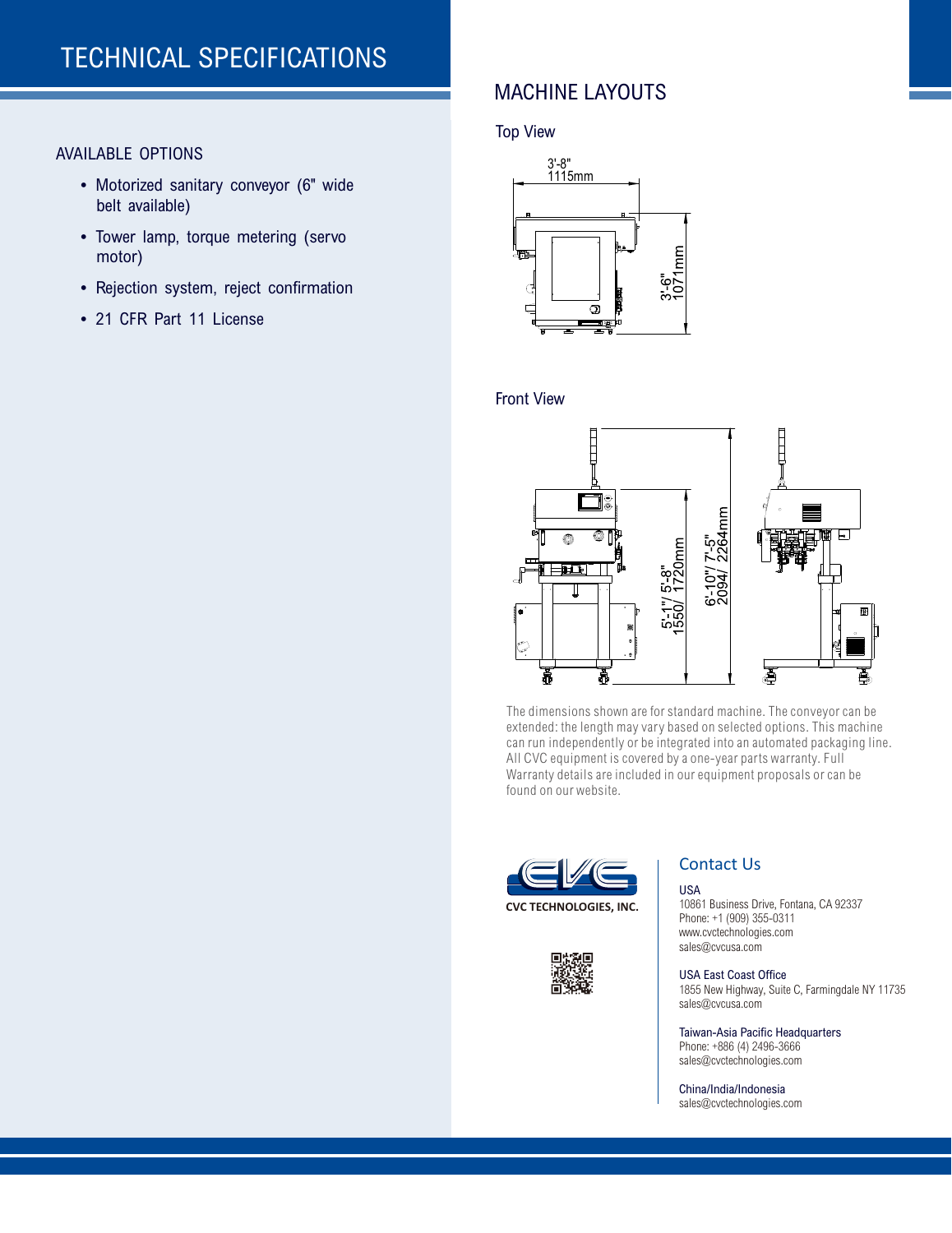# TECHNICAL SPECIFICATIONS

## AVAILABLE OPTIONS

- Motorized sanitary conveyor (6" wide belt available)
- Tower lamp, torque metering (servo motor)
- Rejection system, reject confirmation
- 21 CFR Part 11 License

## MACHINE LAYOUTS

### Top View

3'-8"
1115mm

3'-6"
1071mm

### Front View

5'-1"/ 5'-8"
1550/ 1720mm

6'-10"/ 7'-5"
2094/ 2264mm

The dimensions shown are for standard machine. The conveyor can be extended: the length may vary based on selected options. This machine can run independently or be integrated into an automated packaging line. All CVC equipment is covered by a one-year parts warranty. Full Warranty details are included in our equipment proposals or can be found on our website.

CVC TECHNOLOGIES, INC.

## Contact Us

**USA**
10861 Business Drive, Fontana, CA 92337
Phone: +1 (909) 355-0311
www.cvctechnologies.com
sales@cvcusa.com

**USA East Coast Office**
1855 New Highway, Suite C, Farmingdale NY 11735
sales@cvcusa.com

**Taiwan-Asia Pacific Headquarters**
Phone: +886 (4) 2496-3666
sales@cvctechnologies.com

**China/India/Indonesia**
sales@cvctechnologies.com